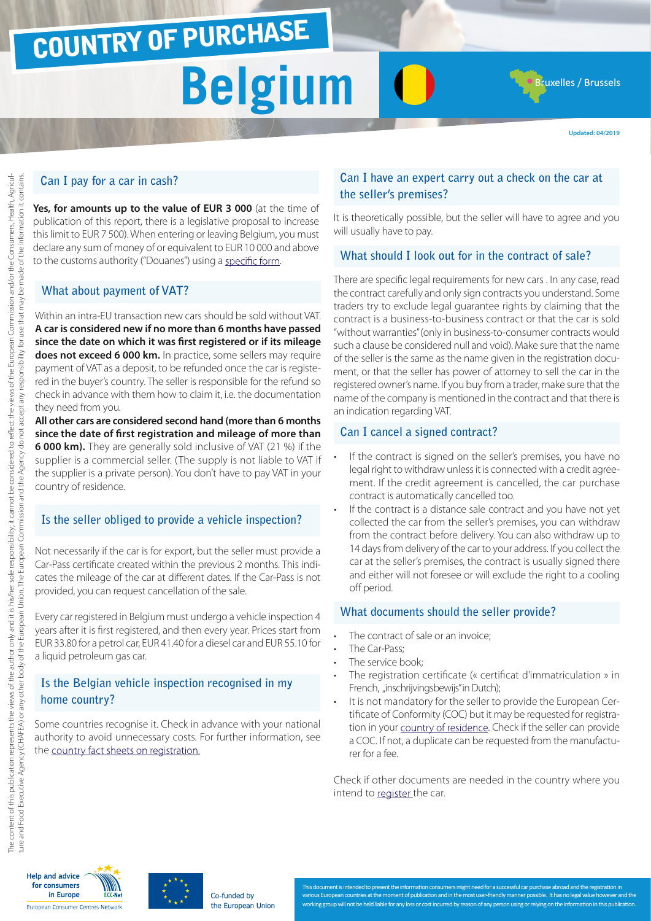# COUNTRY OF PURCHASE

# Belgium

Bruxelles / Brussels

Updated: 04/2019

The content of this publication represents the views of the author only and it is his/her sole responsibility; it cannot be considered to reflect the views of the European Commission and/or the Consumers, Health, Agriculture and Food Executive Agency (CHAFEA) or any other body of the European Union. The European Commission and the Agency do not accept any responsibility for use that may be made of the information it contains.

## Can I pay for a car in cash?

**Yes, for amounts up to the value of EUR 3 000** (at the time of publication of this report, there is a legislative proposal to increase this limit to EUR 7 500). When entering or leaving Belgium, you must declare any sum of money of or equivalent to EUR 10 000 and above to the customs authority ("Douanes") using a specific form.

## What about payment of VAT?

Within an intra-EU transaction new cars should be sold without VAT. **A car is considered new if no more than 6 months have passed since the date on which it was first registered or if its mileage does not exceed 6 000 km.** In practice, some sellers may require payment of VAT as a deposit, to be refunded once the car is registered in the buyer's country. The seller is responsible for the refund so check in advance with them how to claim it, i.e. the documentation they need from you.

**All other cars are considered second hand (more than 6 months since the date of first registration and mileage of more than 6 000 km).** They are generally sold inclusive of VAT (21 %) if the supplier is a commercial seller. (The supply is not liable to VAT if the supplier is a private person). You don't have to pay VAT in your country of residence.

## Is the seller obliged to provide a vehicle inspection?

Not necessarily if the car is for export, but the seller must provide a Car-Pass certificate created within the previous 2 months. This indicates the mileage of the car at different dates. If the Car-Pass is not provided, you can request cancellation of the sale.

Every car registered in Belgium must undergo a vehicle inspection 4 years after it is first registered, and then every year. Prices start from EUR 33.80 for a petrol car, EUR 41.40 for a diesel car and EUR 55.10 for a liquid petroleum gas car.

## Is the Belgian vehicle inspection recognised in my home country?

Some countries recognise it. Check in advance with your national authority to avoid unnecessary costs. For further information, see the country fact sheets on registration.

## Can I have an expert carry out a check on the car at the seller's premises?

It is theoretically possible, but the seller will have to agree and you will usually have to pay.

## What should I look out for in the contract of sale?

There are specific legal requirements for new cars . In any case, read the contract carefully and only sign contracts you understand. Some traders try to exclude legal guarantee rights by claiming that the contract is a business-to-business contract or that the car is sold "without warranties" (only in business-to-consumer contracts would such a clause be considered null and void). Make sure that the name of the seller is the same as the name given in the registration document, or that the seller has power of attorney to sell the car in the registered owner's name. If you buy from a trader, make sure that the name of the company is mentioned in the contract and that there is an indication regarding VAT.

## Can I cancel a signed contract?

- If the contract is signed on the seller's premises, you have no legal right to withdraw unless it is connected with a credit agreement. If the credit agreement is cancelled, the car purchase contract is automatically cancelled too.
- If the contract is a distance sale contract and you have not yet collected the car from the seller's premises, you can withdraw from the contract before delivery. You can also withdraw up to 14 days from delivery of the car to your address. If you collect the car at the seller's premises, the contract is usually signed there and either will not foresee or will exclude the right to a cooling off period.

## What documents should the seller provide?

- The contract of sale or an invoice;
- The Car-Pass;
- The service book;
- The registration certificate (« certificat d'immatriculation » in French, „inschrijvingsbewijs" in Dutch);
- It is not mandatory for the seller to provide the European Certificate of Conformity (COC) but it may be requested for registration in your country of residence. Check if the seller can provide a COC. If not, a duplicate can be requested from the manufacturer for a fee.

Check if other documents are needed in the country where you intend to register the car.

Help and advice for consumers in Europe — European Consumer Centres Network (ECC-Net)

Co-funded by the European Union

This document is intended to present the information consumers might need for a successful car purchase abroad and the registration in various European countries at the moment of publication and in the most user-friendly manner possible. It has no legal value however and the working group will not be held liable for any loss or cost incurred by reason of any person using or relying on the information in this publication.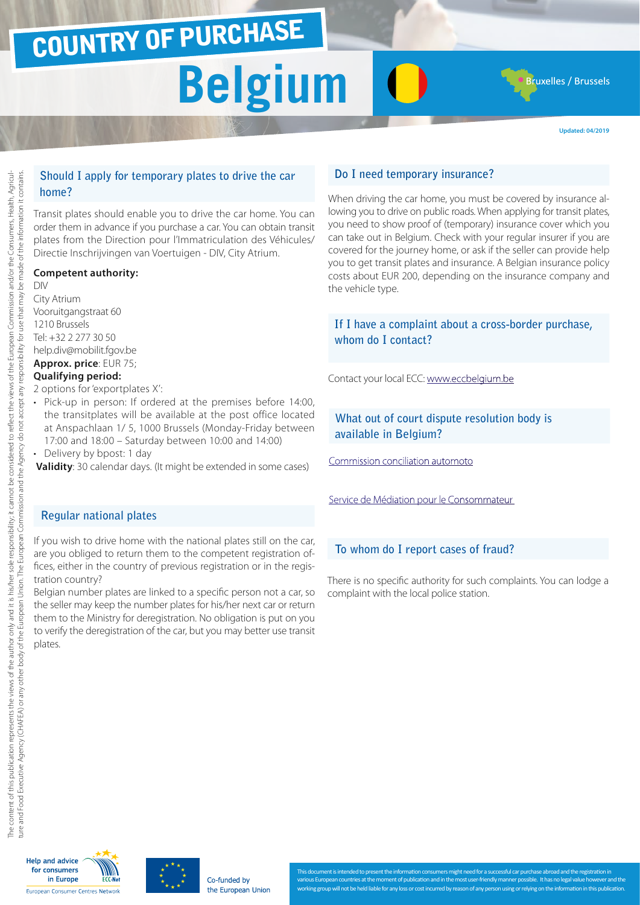# COUNTRY OF PURCHASE

# Belgium

Bruxelles / Brussels

Updated: 04/2019

## Should I apply for temporary plates to drive the car home?

Transit plates should enable you to drive the car home. You can order them in advance if you purchase a car. You can obtain transit plates from the Direction pour l'Immatriculation des Véhicules/ Directie Inschrijvingen van Voertuigen - DIV, City Atrium.

**Competent authority:**

DIV
City Atrium
Vooruitgangstraat 60
1210 Brussels
Tel: +32 2 277 30 50
help.div@mobilit.fgov.be

**Approx. price**: EUR 75;

**Qualifying period:**

2 options for 'exportplates X':

- Pick-up in person: If ordered at the premises before 14:00, the transitplates will be available at the post office located at Anspachlaan 1/ 5, 1000 Brussels (Monday-Friday between 17:00 and 18:00 – Saturday between 10:00 and 14:00)
- Delivery by bpost: 1 day

**Validity**: 30 calendar days. (It might be extended in some cases)

## Regular national plates

If you wish to drive home with the national plates still on the car, are you obliged to return them to the competent registration offices, either in the country of previous registration or in the registration country?

Belgian number plates are linked to a specific person not a car, so the seller may keep the number plates for his/her next car or return them to the Ministry for deregistration. No obligation is put on you to verify the deregistration of the car, but you may better use transit plates.

## Do I need temporary insurance?

When driving the car home, you must be covered by insurance allowing you to drive on public roads. When applying for transit plates, you need to show proof of (temporary) insurance cover which you can take out in Belgium. Check with your regular insurer if you are covered for the journey home, or ask if the seller can provide help you to get transit plates and insurance. A Belgian insurance policy costs about EUR 200, depending on the insurance company and the vehicle type.

## If I have a complaint about a cross-border purchase, whom do I contact?

Contact your local ECC: www.eccbelgium.be

## What out of court dispute resolution body is available in Belgium?

Commission conciliation automoto

Service de Médiation pour le Consommateur

## To whom do I report cases of fraud?

There is no specific authority for such complaints. You can lodge a complaint with the local police station.

The content of this publication represents the views of the author only and it is his/her sole responsibility; it cannot be considered to reflect the views of the European Commission and/or the Consumers, Health, Agriculture and Food Executive Agency (CHAFEA) or any other body of the European Union. The European Commission and the Agency do not accept any responsibility for use that may be made of the information it contains.

Help and advice for consumers in Europe
European Consumer Centres Network

Co-funded by the European Union

This document is intended to present the information consumers might need for a successful car purchase abroad and the registration in various European countries at the moment of publication and in the most user-friendly manner possible. It has no legal value however and the working group will not be held liable for any loss or cost incurred by reason of any person using or relying on the information in this publication.